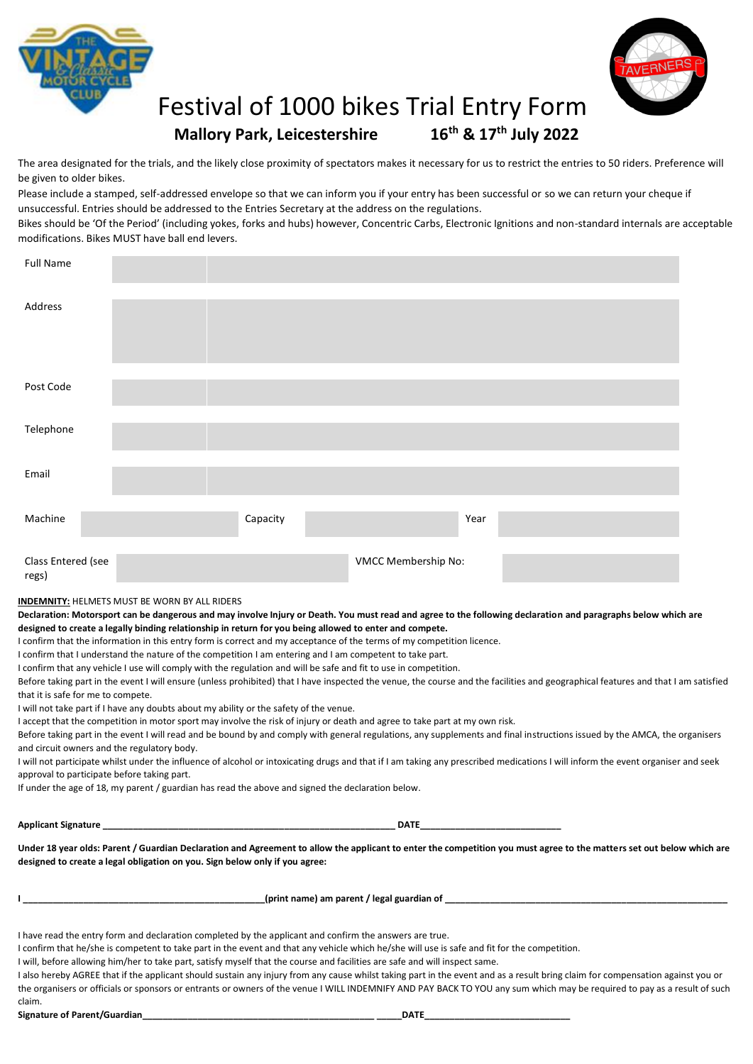# Festival of 1000 bikes Trial Entry Form

**Mallory Park, Leicestershire 16th & 17th July 2022**

The area designated for the trials, and the likely close proximity of spectators makes it necessary for us to restrict the entries to 50 riders. Preference will be given to older bikes.

Please include a stamped, self-addressed envelope so that we can inform you if your entry has been successful or so we can return your cheque if unsuccessful. Entries should be addressed to the Entries Secretary at the address on the regulations.

Bikes should be 'Of the Period' (including yokes, forks and hubs) however, Concentric Carbs, Electronic Ignitions and non-standard internals are acceptable modifications. Bikes MUST have ball end levers.

| | | | | | |
|---|---|---|---|---|---|
| Full Name | | | | | |
| Address | | | | | |
| Post Code | | | | | |
| Telephone | | | | | |
| Email | | | | | |
| Machine | | Capacity | | Year | |
| Class Entered (see regs) | | | VMCC Membership No: | | |

**INDEMNITY:** HELMETS MUST BE WORN BY ALL RIDERS

**Declaration: Motorsport can be dangerous and may involve Injury or Death. You must read and agree to the following declaration and paragraphs below which are designed to create a legally binding relationship in return for you being allowed to enter and compete.**

I confirm that the information in this entry form is correct and my acceptance of the terms of my competition licence.

I confirm that I understand the nature of the competition I am entering and I am competent to take part.

I confirm that any vehicle I use will comply with the regulation and will be safe and fit to use in competition.

Before taking part in the event I will ensure (unless prohibited) that I have inspected the venue, the course and the facilities and geographical features and that I am satisfied that it is safe for me to compete.

I will not take part if I have any doubts about my ability or the safety of the venue.

I accept that the competition in motor sport may involve the risk of injury or death and agree to take part at my own risk.

Before taking part in the event I will read and be bound by and comply with general regulations, any supplements and final instructions issued by the AMCA, the organisers and circuit owners and the regulatory body.

I will not participate whilst under the influence of alcohol or intoxicating drugs and that if I am taking any prescribed medications I will inform the event organiser and seek approval to participate before taking part.

If under the age of 18, my parent / guardian has read the above and signed the declaration below.

**Applicant Signature \_\_\_\_\_\_\_\_\_\_\_\_\_\_\_\_\_\_\_\_\_\_\_\_\_\_\_\_\_\_\_\_\_\_\_\_\_\_\_\_\_\_\_\_\_\_\_\_\_\_ DATE\_\_\_\_\_\_\_\_\_\_\_\_\_\_\_\_\_\_\_\_\_\_\_\_\_\_\_\_**

**Under 18 year olds: Parent / Guardian Declaration and Agreement to allow the applicant to enter the competition you must agree to the matters set out below which are designed to create a legal obligation on you. Sign below only if you agree:**

**I \_\_\_\_\_\_\_\_\_\_\_\_\_\_\_\_\_\_\_\_\_\_\_\_\_\_\_\_\_\_\_\_\_\_\_\_\_\_\_\_\_\_\_\_(print name) am parent / legal guardian of \_\_\_\_\_\_\_\_\_\_\_\_\_\_\_\_\_\_\_\_\_\_\_\_\_\_\_\_\_\_\_\_\_\_\_\_\_\_\_\_\_\_\_\_\_\_\_\_\_\_\_\_\_\_**

I have read the entry form and declaration completed by the applicant and confirm the answers are true.

I confirm that he/she is competent to take part in the event and that any vehicle which he/she will use is safe and fit for the competition.

I will, before allowing him/her to take part, satisfy myself that the course and facilities are safe and will inspect same.

I also hereby AGREE that if the applicant should sustain any injury from any cause whilst taking part in the event and as a result bring claim for compensation against you or the organisers or officials or sponsors or entrants or owners of the venue I WILL INDEMNIFY AND PAY BACK TO YOU any sum which may be required to pay as a result of such claim.

**Signature of Parent/Guardian\_\_\_\_\_\_\_\_\_\_\_\_\_\_\_\_\_\_\_\_\_\_\_\_\_\_\_\_\_\_\_\_\_\_\_\_\_\_\_\_\_\_\_\_ \_\_\_\_\_DATE\_\_\_\_\_\_\_\_\_\_\_\_\_\_\_\_\_\_\_\_\_\_\_\_\_\_\_\_\_\_**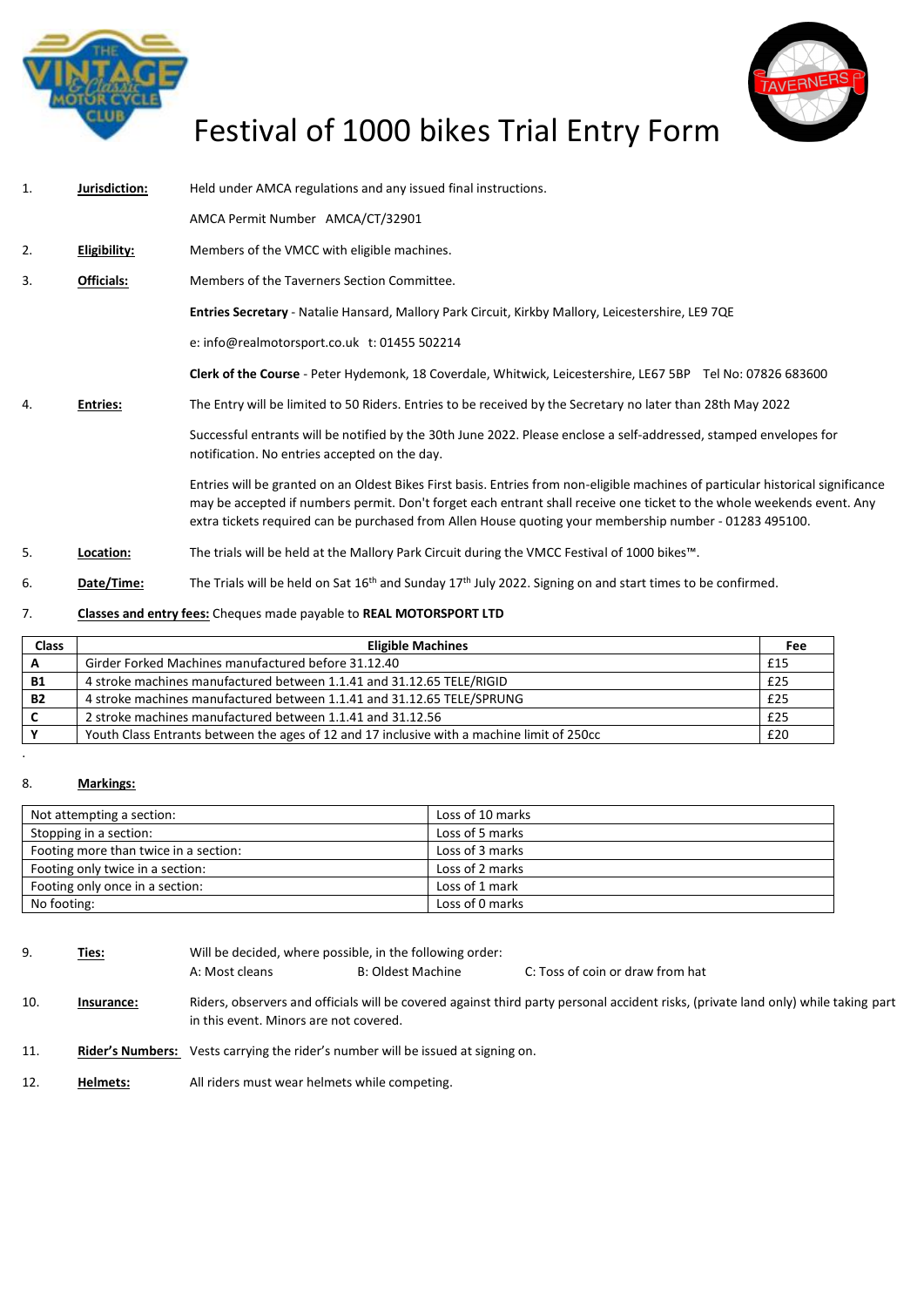# Festival of 1000 bikes Trial Entry Form

1. **Jurisdiction:** Held under AMCA regulations and any issued final instructions.

   AMCA Permit Number AMCA/CT/32901

2. **Eligibility:** Members of the VMCC with eligible machines.

3. **Officials:** Members of the Taverners Section Committee.

   **Entries Secretary** - Natalie Hansard, Mallory Park Circuit, Kirkby Mallory, Leicestershire, LE9 7QE

   e: info@realmotorsport.co.uk t: 01455 502214

   **Clerk of the Course** - Peter Hydemonk, 18 Coverdale, Whitwick, Leicestershire, LE67 5BP Tel No: 07826 683600

4. **Entries:** The Entry will be limited to 50 Riders. Entries to be received by the Secretary no later than 28th May 2022

   Successful entrants will be notified by the 30th June 2022. Please enclose a self-addressed, stamped envelopes for notification. No entries accepted on the day.

   Entries will be granted on an Oldest Bikes First basis. Entries from non-eligible machines of particular historical significance may be accepted if numbers permit. Don't forget each entrant shall receive one ticket to the whole weekends event. Any extra tickets required can be purchased from Allen House quoting your membership number - 01283 495100.

5. **Location:** The trials will be held at the Mallory Park Circuit during the VMCC Festival of 1000 bikes™.

6. **Date/Time:** The Trials will be held on Sat 16th and Sunday 17th July 2022. Signing on and start times to be confirmed.

7. **Classes and entry fees:** Cheques made payable to **REAL MOTORSPORT LTD**

| Class | Eligible Machines | Fee |
|---|---|---|
| A | Girder Forked Machines manufactured before 31.12.40 | £15 |
| B1 | 4 stroke machines manufactured between 1.1.41 and 31.12.65 TELE/RIGID | £25 |
| B2 | 4 stroke machines manufactured between 1.1.41 and 31.12.65 TELE/SPRUNG | £25 |
| C | 2 stroke machines manufactured between 1.1.41 and 31.12.56 | £25 |
| Y | Youth Class Entrants between the ages of 12 and 17 inclusive with a machine limit of 250cc | £20 |

8. **Markings:**

| | |
|---|---|
| Not attempting a section: | Loss of 10 marks |
| Stopping in a section: | Loss of 5 marks |
| Footing more than twice in a section: | Loss of 3 marks |
| Footing only twice in a section: | Loss of 2 marks |
| Footing only once in a section: | Loss of 1 mark |
| No footing: | Loss of 0 marks |

9. **Ties:** Will be decided, where possible, in the following order:

   A: Most cleans B: Oldest Machine C: Toss of coin or draw from hat

10. **Insurance:** Riders, observers and officials will be covered against third party personal accident risks, (private land only) while taking part in this event. Minors are not covered.

11. **Rider's Numbers:** Vests carrying the rider's number will be issued at signing on.

12. **Helmets:** All riders must wear helmets while competing.